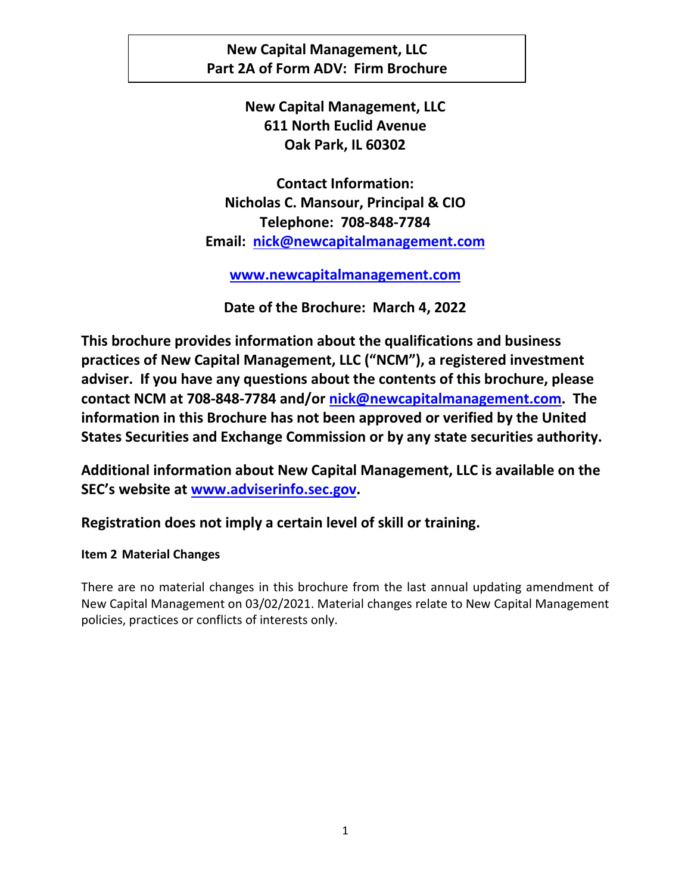**New Capital Management, LLC**
**Part 2A of Form ADV: Firm Brochure**

**New Capital Management, LLC**
**611 North Euclid Avenue**
**Oak Park, IL 60302**

**Contact Information:**
**Nicholas C. Mansour, Principal & CIO**
**Telephone: 708-848-7784**
**Email: [nick@newcapitalmanagement.com](mailto:nick@newcapitalmanagement.com)**

**[www.newcapitalmanagement.com](http://www.newcapitalmanagement.com)**

**Date of the Brochure: March 4, 2022**

**This brochure provides information about the qualifications and business practices of New Capital Management, LLC ("NCM"), a registered investment adviser. If you have any questions about the contents of this brochure, please contact NCM at 708-848-7784 and/or [nick@newcapitalmanagement.com](mailto:nick@newcapitalmanagement.com). The information in this Brochure has not been approved or verified by the United States Securities and Exchange Commission or by any state securities authority.**

**Additional information about New Capital Management, LLC is available on the SEC's website at [www.adviserinfo.sec.gov](http://www.adviserinfo.sec.gov).**

**Registration does not imply a certain level of skill or training.**

### Item 2 Material Changes

There are no material changes in this brochure from the last annual updating amendment of New Capital Management on 03/02/2021. Material changes relate to New Capital Management policies, practices or conflicts of interests only.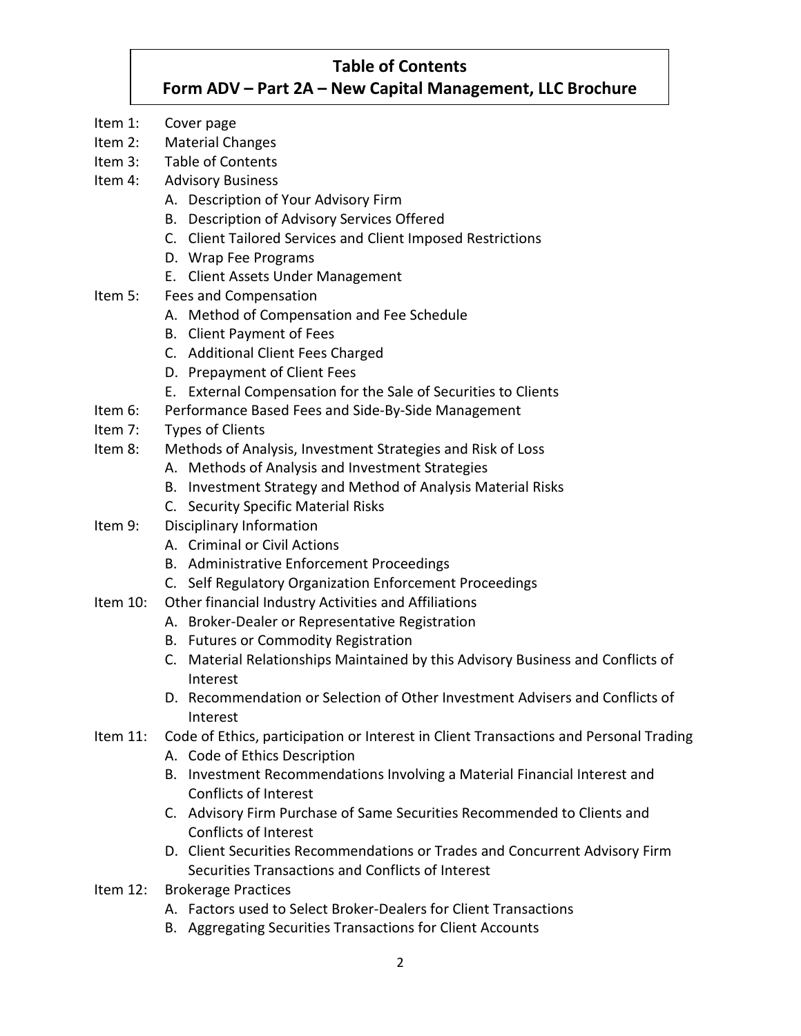# Table of Contents
# Form ADV – Part 2A – New Capital Management, LLC Brochure

Item 1: Cover page

Item 2: Material Changes

Item 3: Table of Contents

Item 4: Advisory Business
- A. Description of Your Advisory Firm
- B. Description of Advisory Services Offered
- C. Client Tailored Services and Client Imposed Restrictions
- D. Wrap Fee Programs
- E. Client Assets Under Management

Item 5: Fees and Compensation
- A. Method of Compensation and Fee Schedule
- B. Client Payment of Fees
- C. Additional Client Fees Charged
- D. Prepayment of Client Fees
- E. External Compensation for the Sale of Securities to Clients

Item 6: Performance Based Fees and Side-By-Side Management

Item 7: Types of Clients

Item 8: Methods of Analysis, Investment Strategies and Risk of Loss
- A. Methods of Analysis and Investment Strategies
- B. Investment Strategy and Method of Analysis Material Risks
- C. Security Specific Material Risks

Item 9: Disciplinary Information
- A. Criminal or Civil Actions
- B. Administrative Enforcement Proceedings
- C. Self Regulatory Organization Enforcement Proceedings

Item 10: Other financial Industry Activities and Affiliations
- A. Broker-Dealer or Representative Registration
- B. Futures or Commodity Registration
- C. Material Relationships Maintained by this Advisory Business and Conflicts of Interest
- D. Recommendation or Selection of Other Investment Advisers and Conflicts of Interest

Item 11: Code of Ethics, participation or Interest in Client Transactions and Personal Trading
- A. Code of Ethics Description
- B. Investment Recommendations Involving a Material Financial Interest and Conflicts of Interest
- C. Advisory Firm Purchase of Same Securities Recommended to Clients and Conflicts of Interest
- D. Client Securities Recommendations or Trades and Concurrent Advisory Firm Securities Transactions and Conflicts of Interest

Item 12: Brokerage Practices
- A. Factors used to Select Broker-Dealers for Client Transactions
- B. Aggregating Securities Transactions for Client Accounts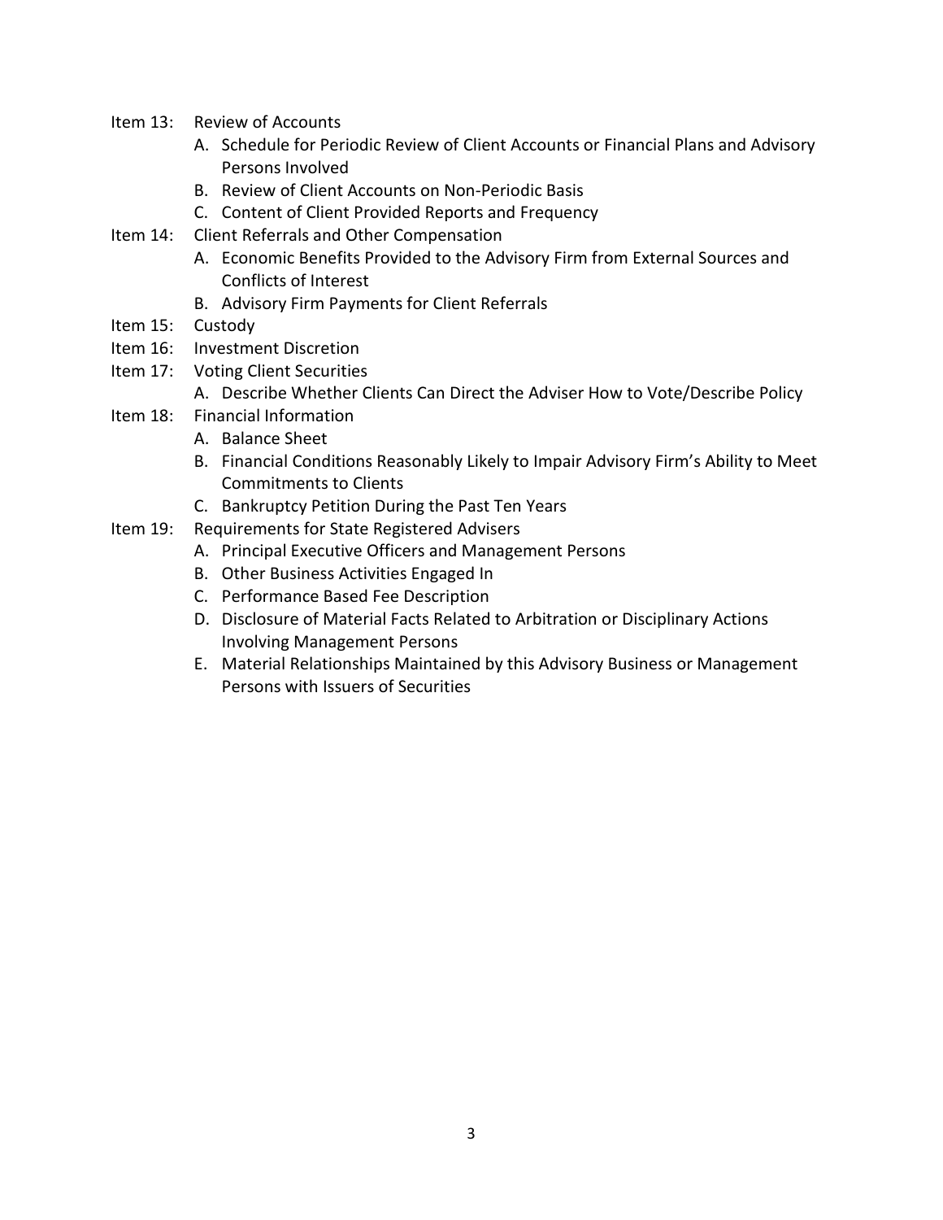Item 13: Review of Accounts

- A. Schedule for Periodic Review of Client Accounts or Financial Plans and Advisory Persons Involved
- B. Review of Client Accounts on Non-Periodic Basis
- C. Content of Client Provided Reports and Frequency

Item 14: Client Referrals and Other Compensation

- A. Economic Benefits Provided to the Advisory Firm from External Sources and Conflicts of Interest
- B. Advisory Firm Payments for Client Referrals

Item 15: Custody

Item 16: Investment Discretion

Item 17: Voting Client Securities

- A. Describe Whether Clients Can Direct the Adviser How to Vote/Describe Policy

Item 18: Financial Information

- A. Balance Sheet
- B. Financial Conditions Reasonably Likely to Impair Advisory Firm's Ability to Meet Commitments to Clients
- C. Bankruptcy Petition During the Past Ten Years

Item 19: Requirements for State Registered Advisers

- A. Principal Executive Officers and Management Persons
- B. Other Business Activities Engaged In
- C. Performance Based Fee Description
- D. Disclosure of Material Facts Related to Arbitration or Disciplinary Actions Involving Management Persons
- E. Material Relationships Maintained by this Advisory Business or Management Persons with Issuers of Securities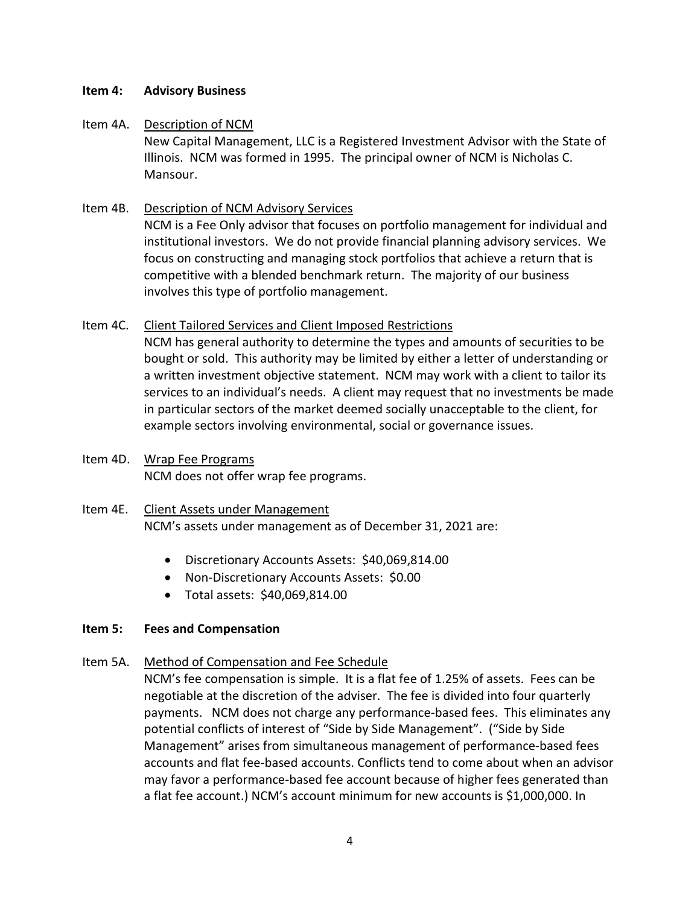## Item 4: Advisory Business

**Item 4A. Description of NCM**

New Capital Management, LLC is a Registered Investment Advisor with the State of Illinois. NCM was formed in 1995. The principal owner of NCM is Nicholas C. Mansour.

**Item 4B. Description of NCM Advisory Services**

NCM is a Fee Only advisor that focuses on portfolio management for individual and institutional investors. We do not provide financial planning advisory services. We focus on constructing and managing stock portfolios that achieve a return that is competitive with a blended benchmark return. The majority of our business involves this type of portfolio management.

**Item 4C. Client Tailored Services and Client Imposed Restrictions**

NCM has general authority to determine the types and amounts of securities to be bought or sold. This authority may be limited by either a letter of understanding or a written investment objective statement. NCM may work with a client to tailor its services to an individual's needs. A client may request that no investments be made in particular sectors of the market deemed socially unacceptable to the client, for example sectors involving environmental, social or governance issues.

**Item 4D. Wrap Fee Programs**

NCM does not offer wrap fee programs.

**Item 4E. Client Assets under Management**

NCM's assets under management as of December 31, 2021 are:

- Discretionary Accounts Assets: $40,069,814.00
- Non-Discretionary Accounts Assets: $0.00
- Total assets: $40,069,814.00

## Item 5: Fees and Compensation

**Item 5A. Method of Compensation and Fee Schedule**

NCM's fee compensation is simple. It is a flat fee of 1.25% of assets. Fees can be negotiable at the discretion of the adviser. The fee is divided into four quarterly payments. NCM does not charge any performance-based fees. This eliminates any potential conflicts of interest of "Side by Side Management". ("Side by Side Management" arises from simultaneous management of performance-based fees accounts and flat fee-based accounts. Conflicts tend to come about when an advisor may favor a performance-based fee account because of higher fees generated than a flat fee account.) NCM's account minimum for new accounts is $1,000,000. In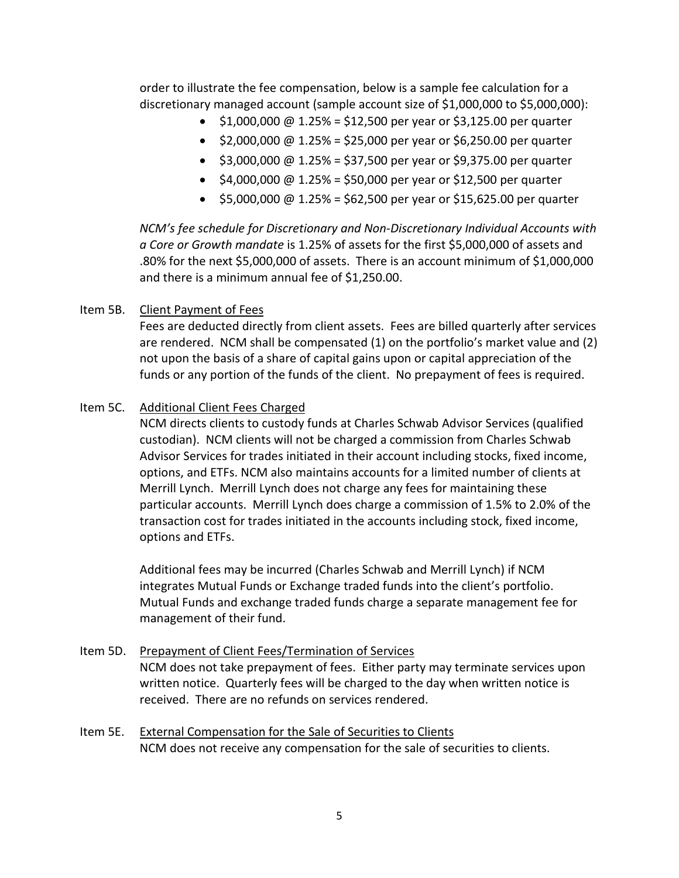order to illustrate the fee compensation, below is a sample fee calculation for a discretionary managed account (sample account size of $1,000,000 to $5,000,000):

- $1,000,000 @ 1.25% = $12,500 per year or $3,125.00 per quarter
- $2,000,000 @ 1.25% = $25,000 per year or $6,250.00 per quarter
- $3,000,000 @ 1.25% = $37,500 per year or $9,375.00 per quarter
- $4,000,000 @ 1.25% = $50,000 per year or $12,500 per quarter
- $5,000,000 @ 1.25% = $62,500 per year or $15,625.00 per quarter

*NCM's fee schedule for Discretionary and Non-Discretionary Individual Accounts with a Core or Growth mandate* is 1.25% of assets for the first $5,000,000 of assets and .80% for the next $5,000,000 of assets. There is an account minimum of $1,000,000 and there is a minimum annual fee of $1,250.00.

Item 5B. Client Payment of Fees

Fees are deducted directly from client assets. Fees are billed quarterly after services are rendered. NCM shall be compensated (1) on the portfolio's market value and (2) not upon the basis of a share of capital gains upon or capital appreciation of the funds or any portion of the funds of the client. No prepayment of fees is required.

Item 5C. Additional Client Fees Charged

NCM directs clients to custody funds at Charles Schwab Advisor Services (qualified custodian). NCM clients will not be charged a commission from Charles Schwab Advisor Services for trades initiated in their account including stocks, fixed income, options, and ETFs. NCM also maintains accounts for a limited number of clients at Merrill Lynch. Merrill Lynch does not charge any fees for maintaining these particular accounts. Merrill Lynch does charge a commission of 1.5% to 2.0% of the transaction cost for trades initiated in the accounts including stock, fixed income, options and ETFs.

Additional fees may be incurred (Charles Schwab and Merrill Lynch) if NCM integrates Mutual Funds or Exchange traded funds into the client's portfolio. Mutual Funds and exchange traded funds charge a separate management fee for management of their fund.

Item 5D. Prepayment of Client Fees/Termination of Services

NCM does not take prepayment of fees. Either party may terminate services upon written notice. Quarterly fees will be charged to the day when written notice is received. There are no refunds on services rendered.

Item 5E. External Compensation for the Sale of Securities to Clients

NCM does not receive any compensation for the sale of securities to clients.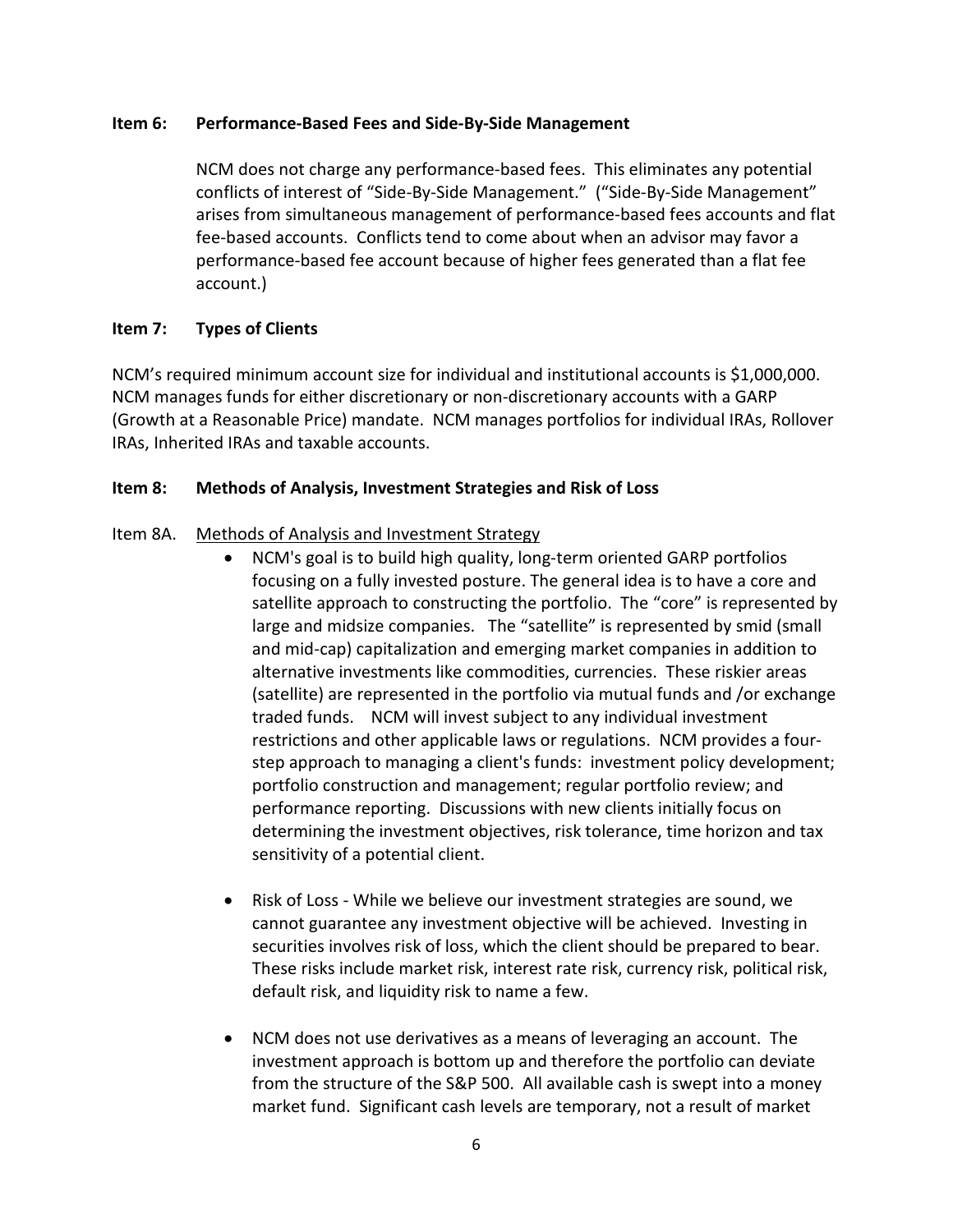## Item 6: Performance-Based Fees and Side-By-Side Management

NCM does not charge any performance-based fees. This eliminates any potential conflicts of interest of "Side-By-Side Management." ("Side-By-Side Management" arises from simultaneous management of performance-based fees accounts and flat fee-based accounts. Conflicts tend to come about when an advisor may favor a performance-based fee account because of higher fees generated than a flat fee account.)

## Item 7: Types of Clients

NCM's required minimum account size for individual and institutional accounts is $1,000,000. NCM manages funds for either discretionary or non-discretionary accounts with a GARP (Growth at a Reasonable Price) mandate. NCM manages portfolios for individual IRAs, Rollover IRAs, Inherited IRAs and taxable accounts.

## Item 8: Methods of Analysis, Investment Strategies and Risk of Loss

### Item 8A. Methods of Analysis and Investment Strategy

- NCM's goal is to build high quality, long-term oriented GARP portfolios focusing on a fully invested posture. The general idea is to have a core and satellite approach to constructing the portfolio. The "core" is represented by large and midsize companies. The "satellite" is represented by smid (small and mid-cap) capitalization and emerging market companies in addition to alternative investments like commodities, currencies. These riskier areas (satellite) are represented in the portfolio via mutual funds and /or exchange traded funds. NCM will invest subject to any individual investment restrictions and other applicable laws or regulations. NCM provides a four-step approach to managing a client's funds: investment policy development; portfolio construction and management; regular portfolio review; and performance reporting. Discussions with new clients initially focus on determining the investment objectives, risk tolerance, time horizon and tax sensitivity of a potential client.

- Risk of Loss - While we believe our investment strategies are sound, we cannot guarantee any investment objective will be achieved. Investing in securities involves risk of loss, which the client should be prepared to bear. These risks include market risk, interest rate risk, currency risk, political risk, default risk, and liquidity risk to name a few.

- NCM does not use derivatives as a means of leveraging an account. The investment approach is bottom up and therefore the portfolio can deviate from the structure of the S&P 500. All available cash is swept into a money market fund. Significant cash levels are temporary, not a result of market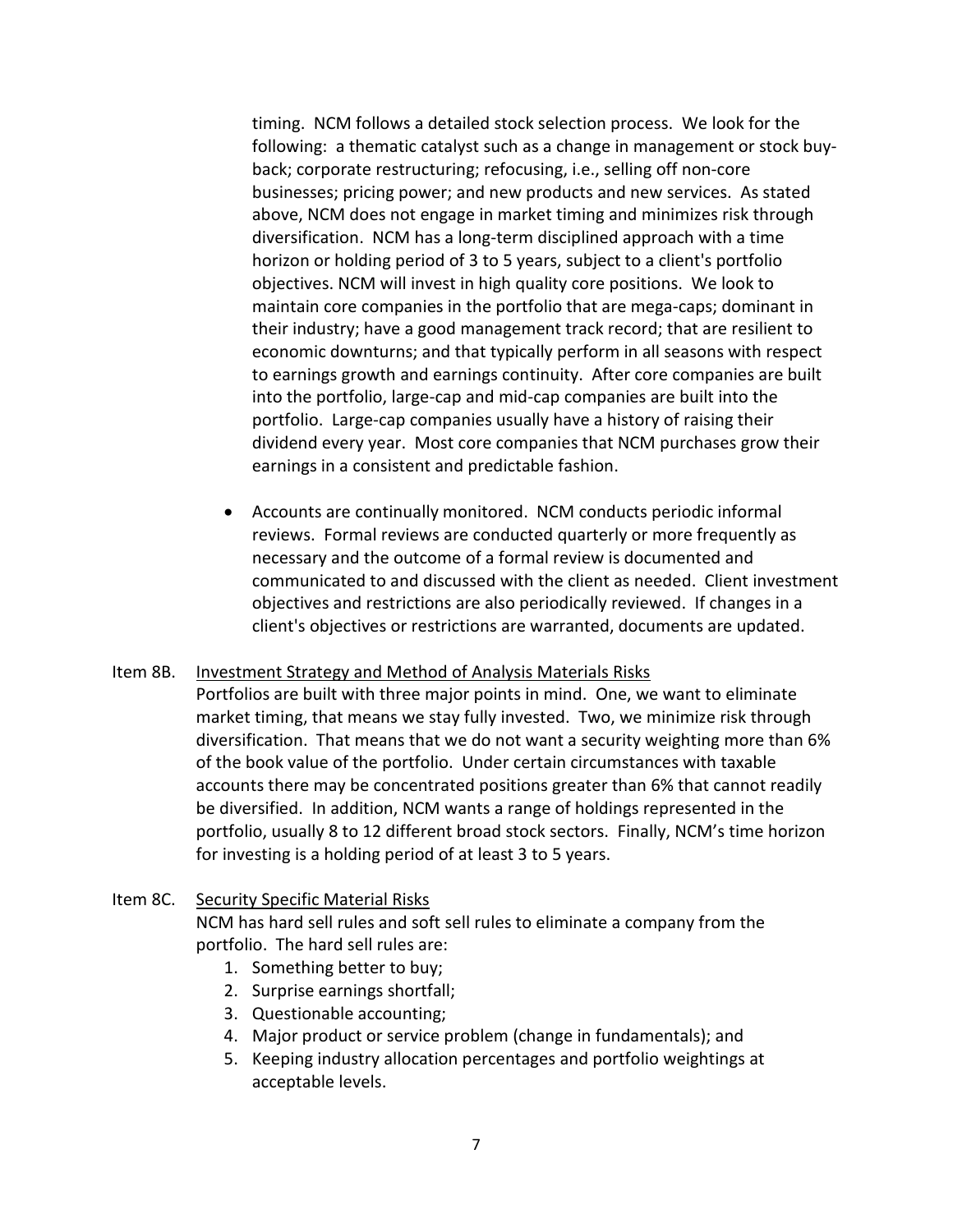timing. NCM follows a detailed stock selection process. We look for the following: a thematic catalyst such as a change in management or stock buy-back; corporate restructuring; refocusing, i.e., selling off non-core businesses; pricing power; and new products and new services. As stated above, NCM does not engage in market timing and minimizes risk through diversification. NCM has a long-term disciplined approach with a time horizon or holding period of 3 to 5 years, subject to a client's portfolio objectives. NCM will invest in high quality core positions. We look to maintain core companies in the portfolio that are mega-caps; dominant in their industry; have a good management track record; that are resilient to economic downturns; and that typically perform in all seasons with respect to earnings growth and earnings continuity. After core companies are built into the portfolio, large-cap and mid-cap companies are built into the portfolio. Large-cap companies usually have a history of raising their dividend every year. Most core companies that NCM purchases grow their earnings in a consistent and predictable fashion.

- Accounts are continually monitored. NCM conducts periodic informal reviews. Formal reviews are conducted quarterly or more frequently as necessary and the outcome of a formal review is documented and communicated to and discussed with the client as needed. Client investment objectives and restrictions are also periodically reviewed. If changes in a client's objectives or restrictions are warranted, documents are updated.

Item 8B. Investment Strategy and Method of Analysis Materials Risks

Portfolios are built with three major points in mind. One, we want to eliminate market timing, that means we stay fully invested. Two, we minimize risk through diversification. That means that we do not want a security weighting more than 6% of the book value of the portfolio. Under certain circumstances with taxable accounts there may be concentrated positions greater than 6% that cannot readily be diversified. In addition, NCM wants a range of holdings represented in the portfolio, usually 8 to 12 different broad stock sectors. Finally, NCM's time horizon for investing is a holding period of at least 3 to 5 years.

Item 8C. Security Specific Material Risks

NCM has hard sell rules and soft sell rules to eliminate a company from the portfolio. The hard sell rules are:

1. Something better to buy;
2. Surprise earnings shortfall;
3. Questionable accounting;
4. Major product or service problem (change in fundamentals); and
5. Keeping industry allocation percentages and portfolio weightings at acceptable levels.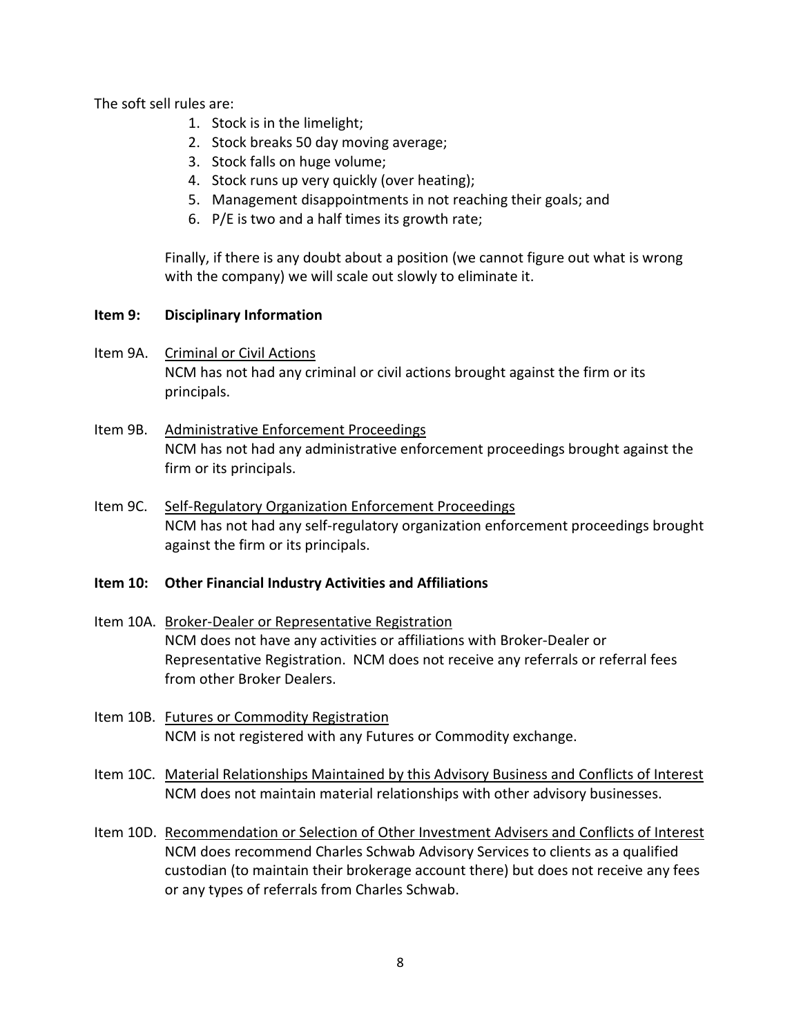The soft sell rules are:

1. Stock is in the limelight;
2. Stock breaks 50 day moving average;
3. Stock falls on huge volume;
4. Stock runs up very quickly (over heating);
5. Management disappointments in not reaching their goals; and
6. P/E is two and a half times its growth rate;

Finally, if there is any doubt about a position (we cannot figure out what is wrong with the company) we will scale out slowly to eliminate it.

## Item 9: Disciplinary Information

Item 9A. Criminal or Civil Actions
NCM has not had any criminal or civil actions brought against the firm or its principals.

Item 9B. Administrative Enforcement Proceedings
NCM has not had any administrative enforcement proceedings brought against the firm or its principals.

Item 9C. Self-Regulatory Organization Enforcement Proceedings
NCM has not had any self-regulatory organization enforcement proceedings brought against the firm or its principals.

## Item 10: Other Financial Industry Activities and Affiliations

Item 10A. Broker-Dealer or Representative Registration
NCM does not have any activities or affiliations with Broker-Dealer or Representative Registration. NCM does not receive any referrals or referral fees from other Broker Dealers.

Item 10B. Futures or Commodity Registration
NCM is not registered with any Futures or Commodity exchange.

Item 10C. Material Relationships Maintained by this Advisory Business and Conflicts of Interest
NCM does not maintain material relationships with other advisory businesses.

Item 10D. Recommendation or Selection of Other Investment Advisers and Conflicts of Interest
NCM does recommend Charles Schwab Advisory Services to clients as a qualified custodian (to maintain their brokerage account there) but does not receive any fees or any types of referrals from Charles Schwab.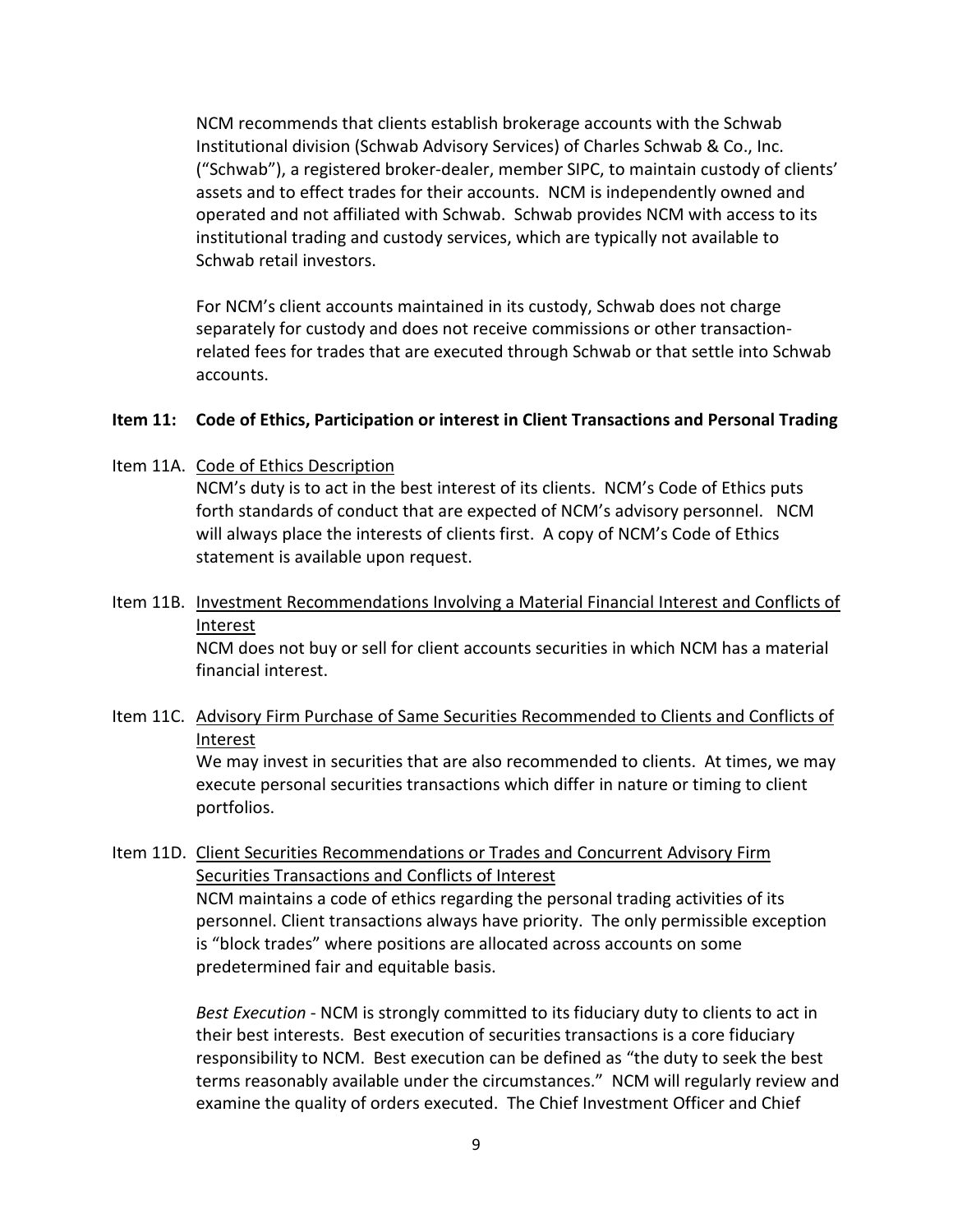NCM recommends that clients establish brokerage accounts with the Schwab Institutional division (Schwab Advisory Services) of Charles Schwab & Co., Inc. ("Schwab"), a registered broker-dealer, member SIPC, to maintain custody of clients' assets and to effect trades for their accounts. NCM is independently owned and operated and not affiliated with Schwab. Schwab provides NCM with access to its institutional trading and custody services, which are typically not available to Schwab retail investors.

For NCM's client accounts maintained in its custody, Schwab does not charge separately for custody and does not receive commissions or other transaction-related fees for trades that are executed through Schwab or that settle into Schwab accounts.

## Item 11: Code of Ethics, Participation or interest in Client Transactions and Personal Trading

Item 11A. <u>Code of Ethics Description</u>

NCM's duty is to act in the best interest of its clients. NCM's Code of Ethics puts forth standards of conduct that are expected of NCM's advisory personnel. NCM will always place the interests of clients first. A copy of NCM's Code of Ethics statement is available upon request.

Item 11B. <u>Investment Recommendations Involving a Material Financial Interest and Conflicts of Interest</u>

NCM does not buy or sell for client accounts securities in which NCM has a material financial interest.

Item 11C. <u>Advisory Firm Purchase of Same Securities Recommended to Clients and Conflicts of Interest</u>

We may invest in securities that are also recommended to clients. At times, we may execute personal securities transactions which differ in nature or timing to client portfolios.

Item 11D. <u>Client Securities Recommendations or Trades and Concurrent Advisory Firm Securities Transactions and Conflicts of Interest</u>

NCM maintains a code of ethics regarding the personal trading activities of its personnel. Client transactions always have priority. The only permissible exception is "block trades" where positions are allocated across accounts on some predetermined fair and equitable basis.

*Best Execution* - NCM is strongly committed to its fiduciary duty to clients to act in their best interests. Best execution of securities transactions is a core fiduciary responsibility to NCM. Best execution can be defined as "the duty to seek the best terms reasonably available under the circumstances." NCM will regularly review and examine the quality of orders executed. The Chief Investment Officer and Chief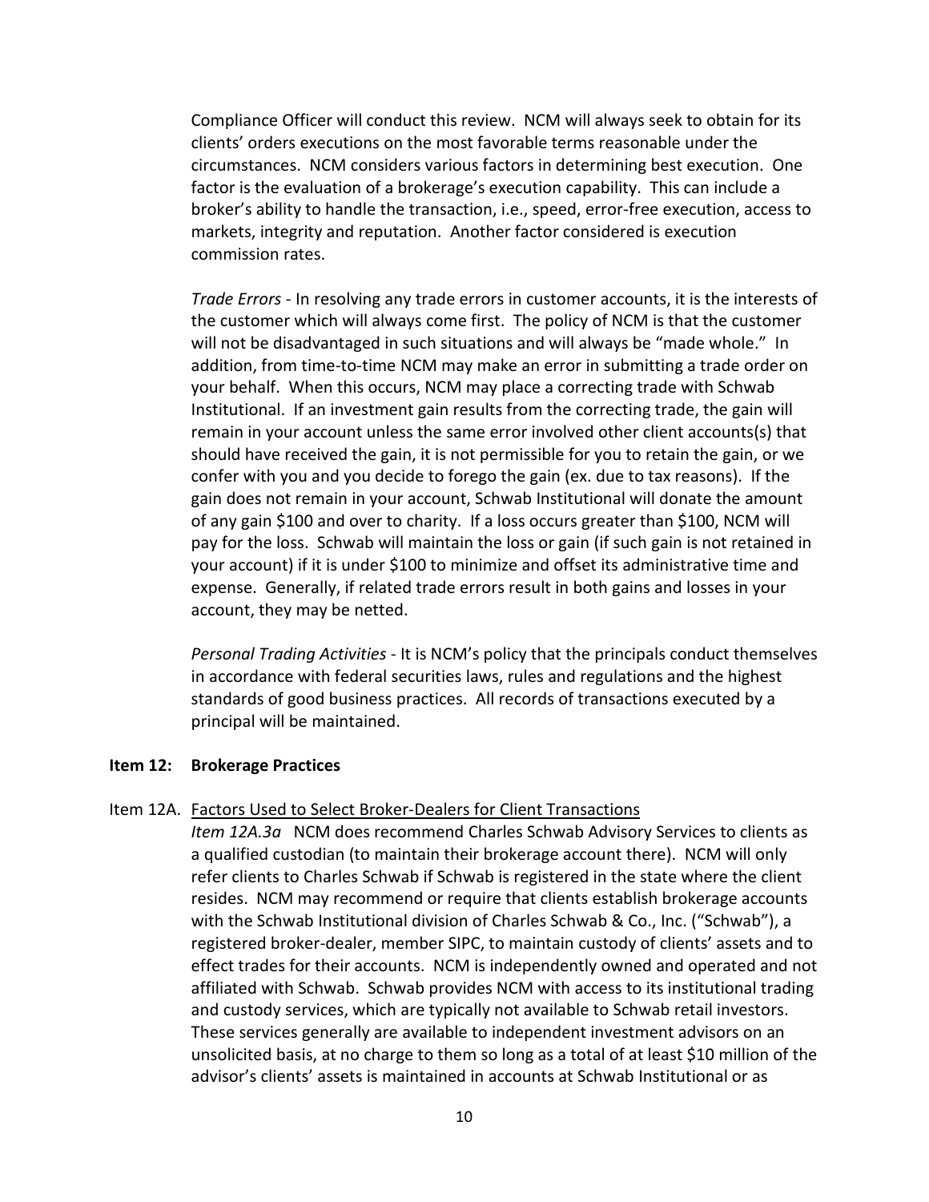Compliance Officer will conduct this review. NCM will always seek to obtain for its clients' orders executions on the most favorable terms reasonable under the circumstances. NCM considers various factors in determining best execution. One factor is the evaluation of a brokerage's execution capability. This can include a broker's ability to handle the transaction, i.e., speed, error-free execution, access to markets, integrity and reputation. Another factor considered is execution commission rates.

*Trade Errors* - In resolving any trade errors in customer accounts, it is the interests of the customer which will always come first. The policy of NCM is that the customer will not be disadvantaged in such situations and will always be "made whole." In addition, from time-to-time NCM may make an error in submitting a trade order on your behalf. When this occurs, NCM may place a correcting trade with Schwab Institutional. If an investment gain results from the correcting trade, the gain will remain in your account unless the same error involved other client accounts(s) that should have received the gain, it is not permissible for you to retain the gain, or we confer with you and you decide to forego the gain (ex. due to tax reasons). If the gain does not remain in your account, Schwab Institutional will donate the amount of any gain $100 and over to charity. If a loss occurs greater than $100, NCM will pay for the loss. Schwab will maintain the loss or gain (if such gain is not retained in your account) if it is under $100 to minimize and offset its administrative time and expense. Generally, if related trade errors result in both gains and losses in your account, they may be netted.

*Personal Trading Activities* - It is NCM's policy that the principals conduct themselves in accordance with federal securities laws, rules and regulations and the highest standards of good business practices. All records of transactions executed by a principal will be maintained.

## Item 12: Brokerage Practices

Item 12A. <u>Factors Used to Select Broker-Dealers for Client Transactions</u>

*Item 12A.3a* NCM does recommend Charles Schwab Advisory Services to clients as a qualified custodian (to maintain their brokerage account there). NCM will only refer clients to Charles Schwab if Schwab is registered in the state where the client resides. NCM may recommend or require that clients establish brokerage accounts with the Schwab Institutional division of Charles Schwab & Co., Inc. ("Schwab"), a registered broker-dealer, member SIPC, to maintain custody of clients' assets and to effect trades for their accounts. NCM is independently owned and operated and not affiliated with Schwab. Schwab provides NCM with access to its institutional trading and custody services, which are typically not available to Schwab retail investors. These services generally are available to independent investment advisors on an unsolicited basis, at no charge to them so long as a total of at least $10 million of the advisor's clients' assets is maintained in accounts at Schwab Institutional or as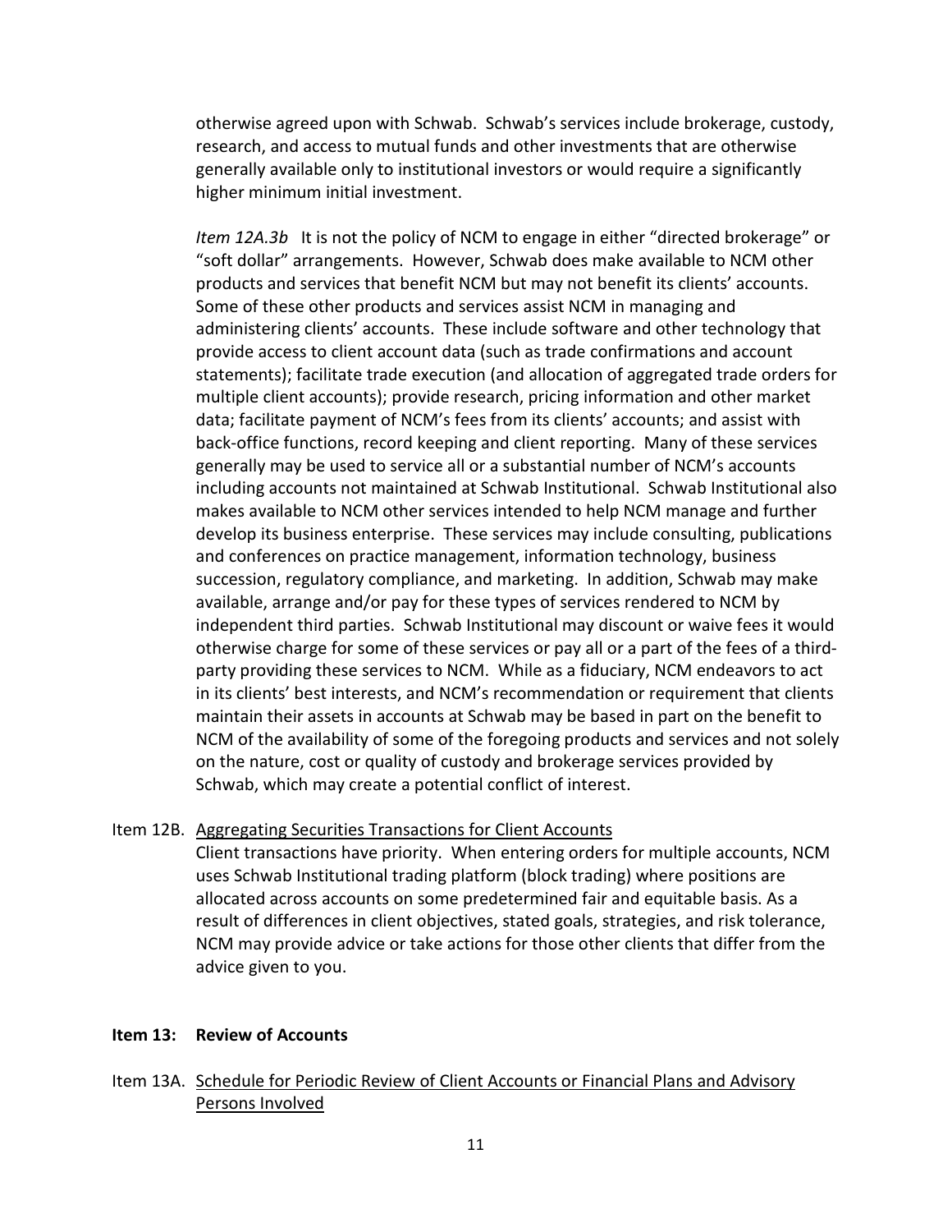otherwise agreed upon with Schwab. Schwab's services include brokerage, custody, research, and access to mutual funds and other investments that are otherwise generally available only to institutional investors or would require a significantly higher minimum initial investment.

*Item 12A.3b* It is not the policy of NCM to engage in either "directed brokerage" or "soft dollar" arrangements. However, Schwab does make available to NCM other products and services that benefit NCM but may not benefit its clients' accounts. Some of these other products and services assist NCM in managing and administering clients' accounts. These include software and other technology that provide access to client account data (such as trade confirmations and account statements); facilitate trade execution (and allocation of aggregated trade orders for multiple client accounts); provide research, pricing information and other market data; facilitate payment of NCM's fees from its clients' accounts; and assist with back-office functions, record keeping and client reporting. Many of these services generally may be used to service all or a substantial number of NCM's accounts including accounts not maintained at Schwab Institutional. Schwab Institutional also makes available to NCM other services intended to help NCM manage and further develop its business enterprise. These services may include consulting, publications and conferences on practice management, information technology, business succession, regulatory compliance, and marketing. In addition, Schwab may make available, arrange and/or pay for these types of services rendered to NCM by independent third parties. Schwab Institutional may discount or waive fees it would otherwise charge for some of these services or pay all or a part of the fees of a third-party providing these services to NCM. While as a fiduciary, NCM endeavors to act in its clients' best interests, and NCM's recommendation or requirement that clients maintain their assets in accounts at Schwab may be based in part on the benefit to NCM of the availability of some of the foregoing products and services and not solely on the nature, cost or quality of custody and brokerage services provided by Schwab, which may create a potential conflict of interest.

Item 12B. <u>Aggregating Securities Transactions for Client Accounts</u>

Client transactions have priority. When entering orders for multiple accounts, NCM uses Schwab Institutional trading platform (block trading) where positions are allocated across accounts on some predetermined fair and equitable basis. As a result of differences in client objectives, stated goals, strategies, and risk tolerance, NCM may provide advice or take actions for those other clients that differ from the advice given to you.

## Item 13: Review of Accounts

Item 13A. <u>Schedule for Periodic Review of Client Accounts or Financial Plans and Advisory Persons Involved</u>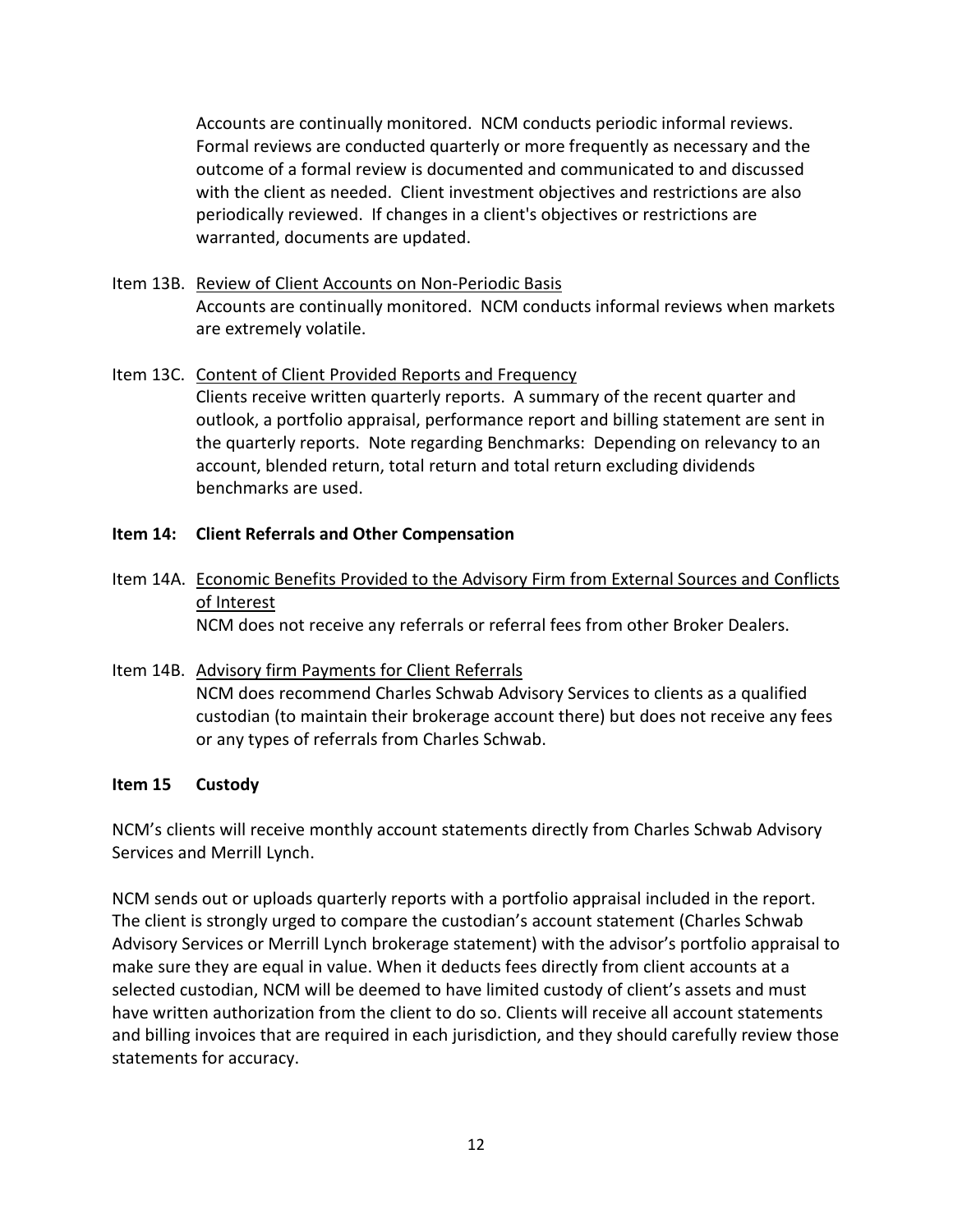Accounts are continually monitored. NCM conducts periodic informal reviews. Formal reviews are conducted quarterly or more frequently as necessary and the outcome of a formal review is documented and communicated to and discussed with the client as needed. Client investment objectives and restrictions are also periodically reviewed. If changes in a client's objectives or restrictions are warranted, documents are updated.

Item 13B. <u>Review of Client Accounts on Non-Periodic Basis</u>
Accounts are continually monitored. NCM conducts informal reviews when markets are extremely volatile.

Item 13C. <u>Content of Client Provided Reports and Frequency</u>
Clients receive written quarterly reports. A summary of the recent quarter and outlook, a portfolio appraisal, performance report and billing statement are sent in the quarterly reports. Note regarding Benchmarks: Depending on relevancy to an account, blended return, total return and total return excluding dividends benchmarks are used.

**Item 14: Client Referrals and Other Compensation**

Item 14A. <u>Economic Benefits Provided to the Advisory Firm from External Sources and Conflicts of Interest</u>
NCM does not receive any referrals or referral fees from other Broker Dealers.

Item 14B. <u>Advisory firm Payments for Client Referrals</u>
NCM does recommend Charles Schwab Advisory Services to clients as a qualified custodian (to maintain their brokerage account there) but does not receive any fees or any types of referrals from Charles Schwab.

**Item 15 Custody**

NCM's clients will receive monthly account statements directly from Charles Schwab Advisory Services and Merrill Lynch.

NCM sends out or uploads quarterly reports with a portfolio appraisal included in the report. The client is strongly urged to compare the custodian's account statement (Charles Schwab Advisory Services or Merrill Lynch brokerage statement) with the advisor's portfolio appraisal to make sure they are equal in value. When it deducts fees directly from client accounts at a selected custodian, NCM will be deemed to have limited custody of client's assets and must have written authorization from the client to do so. Clients will receive all account statements and billing invoices that are required in each jurisdiction, and they should carefully review those statements for accuracy.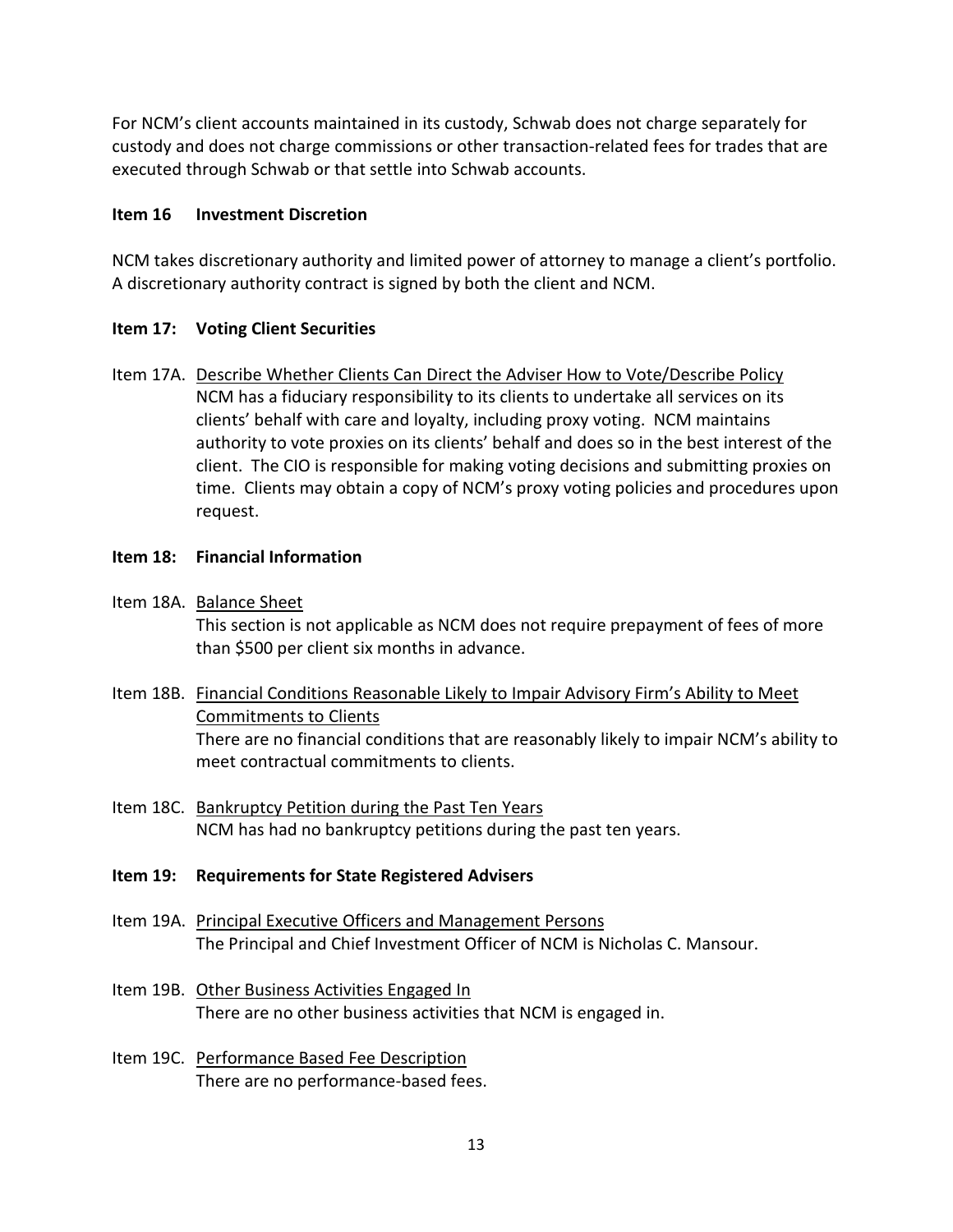For NCM's client accounts maintained in its custody, Schwab does not charge separately for custody and does not charge commissions or other transaction-related fees for trades that are executed through Schwab or that settle into Schwab accounts.

### Item 16 Investment Discretion

NCM takes discretionary authority and limited power of attorney to manage a client's portfolio. A discretionary authority contract is signed by both the client and NCM.

### Item 17: Voting Client Securities

Item 17A. Describe Whether Clients Can Direct the Adviser How to Vote/Describe Policy

NCM has a fiduciary responsibility to its clients to undertake all services on its clients' behalf with care and loyalty, including proxy voting. NCM maintains authority to vote proxies on its clients' behalf and does so in the best interest of the client. The CIO is responsible for making voting decisions and submitting proxies on time. Clients may obtain a copy of NCM's proxy voting policies and procedures upon request.

### Item 18: Financial Information

Item 18A. Balance Sheet

This section is not applicable as NCM does not require prepayment of fees of more than $500 per client six months in advance.

Item 18B. Financial Conditions Reasonable Likely to Impair Advisory Firm's Ability to Meet Commitments to Clients

There are no financial conditions that are reasonably likely to impair NCM's ability to meet contractual commitments to clients.

Item 18C. Bankruptcy Petition during the Past Ten Years

NCM has had no bankruptcy petitions during the past ten years.

### Item 19: Requirements for State Registered Advisers

Item 19A. Principal Executive Officers and Management Persons

The Principal and Chief Investment Officer of NCM is Nicholas C. Mansour.

Item 19B. Other Business Activities Engaged In

There are no other business activities that NCM is engaged in.

Item 19C. Performance Based Fee Description

There are no performance-based fees.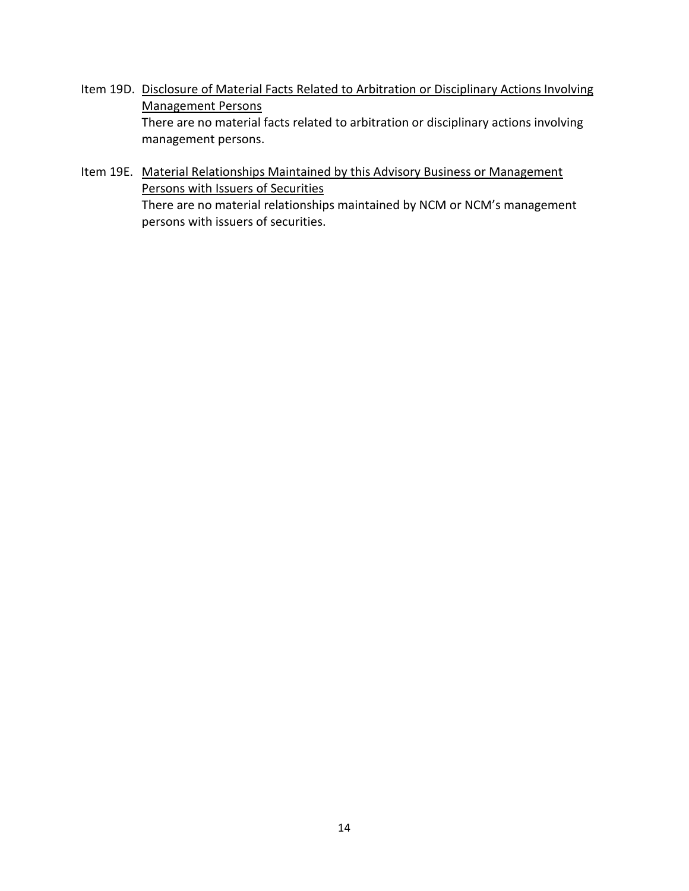Item 19D. Disclosure of Material Facts Related to Arbitration or Disciplinary Actions Involving Management Persons

There are no material facts related to arbitration or disciplinary actions involving management persons.

Item 19E. Material Relationships Maintained by this Advisory Business or Management Persons with Issuers of Securities

There are no material relationships maintained by NCM or NCM's management persons with issuers of securities.